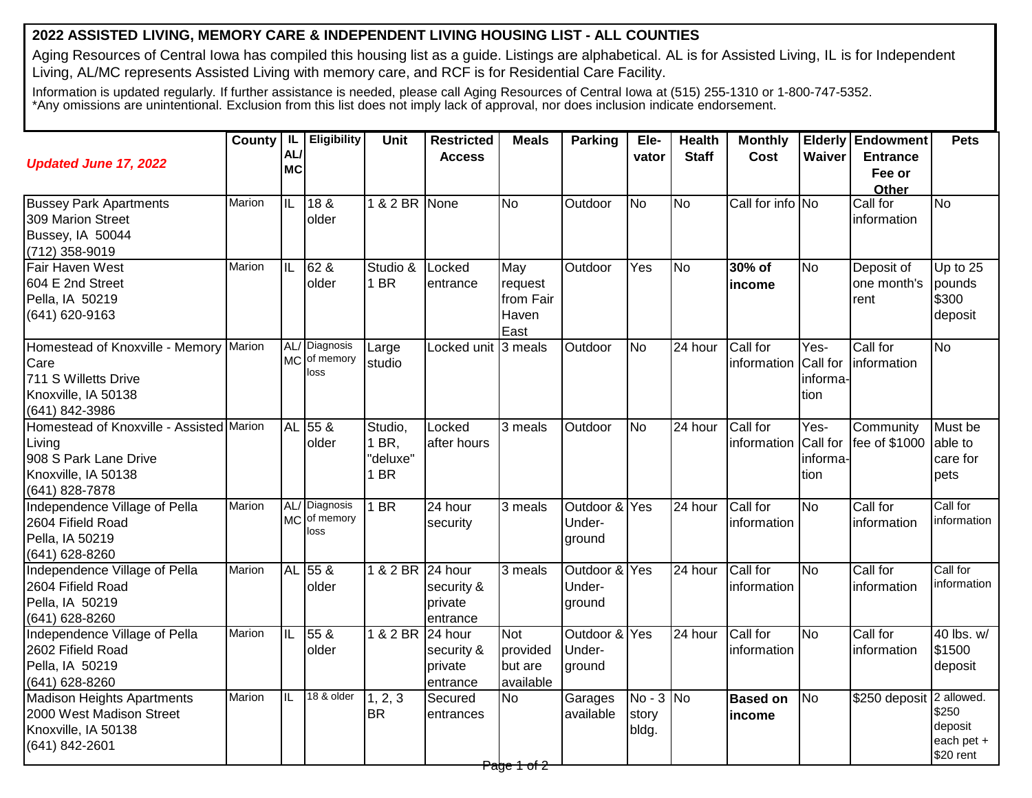# 2022 ASSISTED LIVING, MEMORY CARE & INDEPENDENT LIVING HOUSING LIST - ALL COUNTIES

Aging Resources of Central Iowa has compiled this housing list as a guide. Listings are alphabetical. AL is for Assisted Living, IL is for Independent Living, AL/MC represents Assisted Living with memory care, and RCF is for Residential Care Facility.

Information is updated regularly. If further assistance is needed, please call Aging Resources of Central Iowa at (515) 255-1310 or 1-800-747-5352.
*Any omissions are unintentional. Exclusion from this list does not imply lack of approval, nor does inclusion indicate endorsement.

| ***Updated June 17, 2022*** | County | IL AL/ MC | Eligibility | Unit | Restricted Access | Meals | Parking | Ele-vator | Health Staff | Monthly Cost | Elderly Waiver | Endowment Entrance Fee or Other | Pets |
|---|---|---|---|---|---|---|---|---|---|---|---|---|---|
| Bussey Park Apartments<br>309 Marion Street<br>Bussey, IA 50044<br>(712) 358-9019 | Marion | IL | 18 & older | 1 & 2 BR | None | No | Outdoor | No | No | Call for info | No | Call for information | No |
| Fair Haven West<br>604 E 2nd Street<br>Pella, IA 50219<br>(641) 620-9163 | Marion | IL | 62 & older | Studio & 1 BR | Locked entrance | May request from Fair Haven East | Outdoor | Yes | No | **30% of income** | No | Deposit of one month's rent | Up to 25 pounds $300 deposit |
| Homestead of Knoxville - Memory Care<br>711 S Willetts Drive<br>Knoxville, IA 50138<br>(641) 842-3986 | Marion | AL/ MC | Diagnosis of memory loss | Large studio | Locked unit | 3 meals | Outdoor | No | 24 hour | Call for information | Yes-Call for information | Call for information | No |
| Homestead of Knoxville - Assisted Living<br>908 S Park Lane Drive<br>Knoxville, IA 50138<br>(641) 828-7878 | Marion | AL | 55 & older | Studio, 1 BR, "deluxe" 1 BR | Locked after hours | 3 meals | Outdoor | No | 24 hour | Call for information | Yes-Call for information | Community fee of $1000 | Must be able to care for pets |
| Independence Village of Pella<br>2604 Fifield Road<br>Pella, IA 50219<br>(641) 628-8260 | Marion | AL/ MC | Diagnosis of memory loss | 1 BR | 24 hour security | 3 meals | Outdoor & Under-ground | Yes | 24 hour | Call for information | No | Call for information | Call for information |
| Independence Village of Pella<br>2604 Fifield Road<br>Pella, IA 50219<br>(641) 628-8260 | Marion | AL | 55 & older | 1 & 2 BR | 24 hour security & private entrance | 3 meals | Outdoor & Under-ground | Yes | 24 hour | Call for information | No | Call for information | Call for information |
| Independence Village of Pella<br>2602 Fifield Road<br>Pella, IA 50219<br>(641) 628-8260 | Marion | IL | 55 & older | 1 & 2 BR | 24 hour security & private entrance | Not provided but are available | Outdoor & Under-ground | Yes | 24 hour | Call for information | No | Call for information | 40 lbs. w/ $1500 deposit |
| Madison Heights Apartments<br>2000 West Madison Street<br>Knoxville, IA 50138<br>(641) 842-2601 | Marion | IL | 18 & older | 1, 2, 3 BR | Secured entrances | No | Garages available | No - 3 story bldg. | No | **Based on income** | No | $250 deposit | 2 allowed. $250 deposit each pet + $20 rent |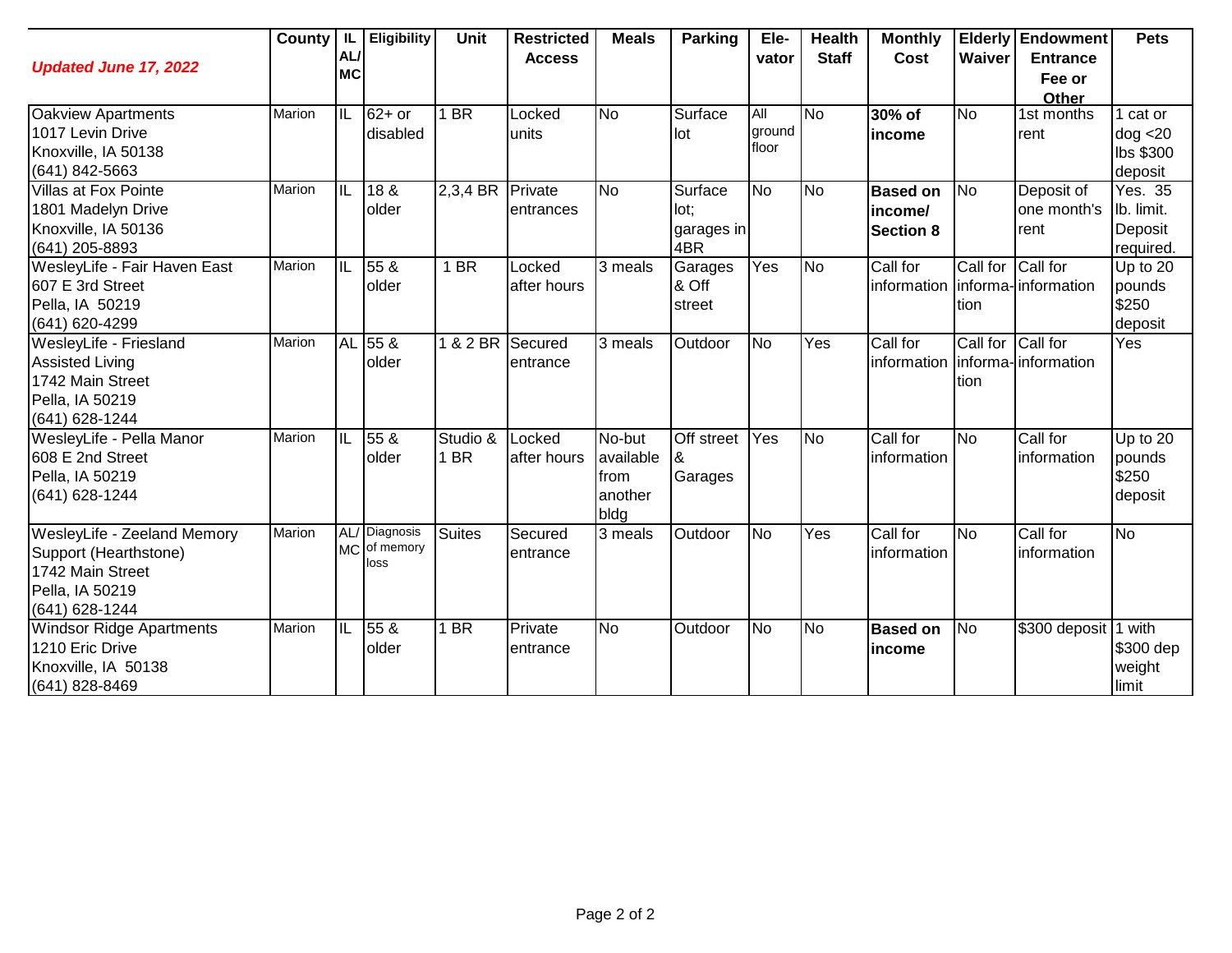| *Updated June 17, 2022* | County | IL AL/ MC | Eligibility | Unit | Restricted Access | Meals | Parking | Ele-vator | Health Staff | Monthly Cost | Elderly Waiver | Endowment Entrance Fee or Other | Pets |
|---|---|---|---|---|---|---|---|---|---|---|---|---|---|
| Oakview Apartments 1017 Levin Drive Knoxville, IA 50138 (641) 842-5663 | Marion | IL | 62+ or disabled | 1 BR | Locked units | No | Surface lot | All ground floor | No | **30% of income** | No | 1st months rent | 1 cat or dog <20 lbs $300 deposit |
| Villas at Fox Pointe 1801 Madelyn Drive Knoxville, IA 50136 (641) 205-8893 | Marion | IL | 18 & older | 2,3,4 BR | Private entrances | No | Surface lot; garages in 4BR | No | No | **Based on income/ Section 8** | No | Deposit of one month's rent | Yes. 35 lb. limit. Deposit required. |
| WesleyLife - Fair Haven East 607 E 3rd Street Pella, IA 50219 (641) 620-4299 | Marion | IL | 55 & older | 1 BR | Locked after hours | 3 meals | Garages & Off street | Yes | No | Call for information | Call for informa-tion | Call for information | Up to 20 pounds $250 deposit |
| WesleyLife - Friesland Assisted Living 1742 Main Street Pella, IA 50219 (641) 628-1244 | Marion | AL | 55 & older | 1 & 2 BR | Secured entrance | 3 meals | Outdoor | No | Yes | Call for information | Call for informa-tion | Call for information | Yes |
| WesleyLife - Pella Manor 608 E 2nd Street Pella, IA 50219 (641) 628-1244 | Marion | IL | 55 & older | Studio & 1 BR | Locked after hours | No-but available from another bldg | Off street & Garages | Yes | No | Call for information | No | Call for information | Up to 20 pounds $250 deposit |
| WesleyLife - Zeeland Memory Support (Hearthstone) 1742 Main Street Pella, IA 50219 (641) 628-1244 | Marion | AL/ MC | Diagnosis of memory loss | Suites | Secured entrance | 3 meals | Outdoor | No | Yes | Call for information | No | Call for information | No |
| Windsor Ridge Apartments 1210 Eric Drive Knoxville, IA 50138 (641) 828-8469 | Marion | IL | 55 & older | 1 BR | Private entrance | No | Outdoor | No | No | **Based on income** | No | $300 deposit | 1 with $300 dep weight limit |